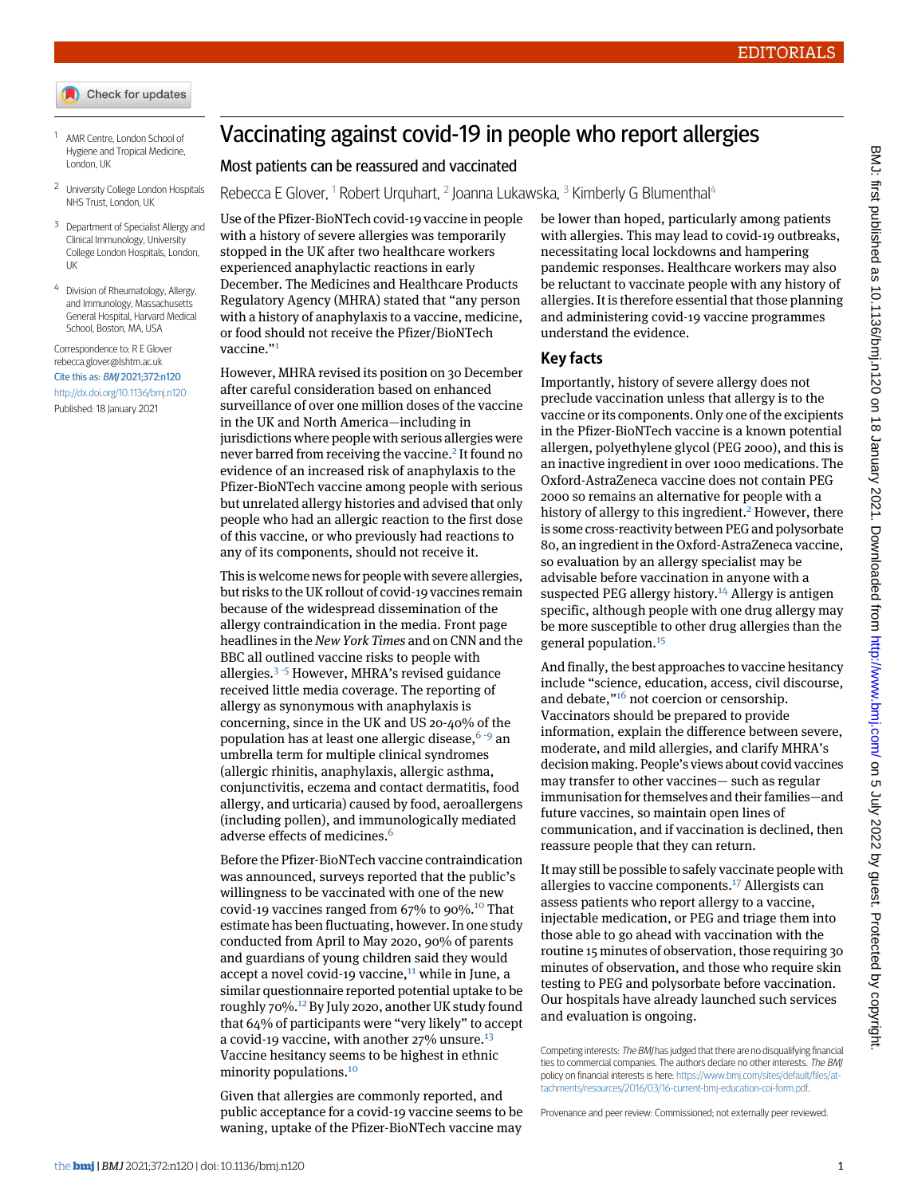EDITORIALS

# Vaccinating against covid-19 in people who report allergies

## Most patients can be reassured and vaccinated

Rebecca E Glover,[1] Robert Urquhart,[2] Joanna Lukawska,[3] Kimberly G Blumenthal[4]

[1] AMR Centre, London School of Hygiene and Tropical Medicine, London, UK

[2] University College London Hospitals NHS Trust, London, UK

[3] Department of Specialist Allergy and Clinical Immunology, University College London Hospitals, London, UK

[4] Division of Rheumatology, Allergy, and Immunology, Massachusetts General Hospital, Harvard Medical School, Boston, MA, USA

Correspondence to: R E Glover rebecca.glover@lshtm.ac.uk

Cite this as: *BMJ* 2021;372:n120

http://dx.doi.org/10.1136/bmj.n120

Published: 18 January 2021

Use of the Pfizer-BioNTech covid-19 vaccine in people with a history of severe allergies was temporarily stopped in the UK after two healthcare workers experienced anaphylactic reactions in early December. The Medicines and Healthcare Products Regulatory Agency (MHRA) stated that "any person with a history of anaphylaxis to a vaccine, medicine, or food should not receive the Pfizer/BioNTech vaccine."[1]

However, MHRA revised its position on 30 December after careful consideration based on enhanced surveillance of over one million doses of the vaccine in the UK and North America—including in jurisdictions where people with serious allergies were never barred from receiving the vaccine.[2] It found no evidence of an increased risk of anaphylaxis to the Pfizer-BioNTech vaccine among people with serious but unrelated allergy histories and advised that only people who had an allergic reaction to the first dose of this vaccine, or who previously had reactions to any of its components, should not receive it.

This is welcome news for people with severe allergies, but risks to the UK rollout of covid-19 vaccines remain because of the widespread dissemination of the allergy contraindication in the media. Front page headlines in the *New York Times* and on CNN and the BBC all outlined vaccine risks to people with allergies.[3-5] However, MHRA's revised guidance received little media coverage. The reporting of allergy as synonymous with anaphylaxis is concerning, since in the UK and US 20-40% of the population has at least one allergic disease,[6-9] an umbrella term for multiple clinical syndromes (allergic rhinitis, anaphylaxis, allergic asthma, conjunctivitis, eczema and contact dermatitis, food allergy, and urticaria) caused by food, aeroallergens (including pollen), and immunologically mediated adverse effects of medicines.[6]

Before the Pfizer-BioNTech vaccine contraindication was announced, surveys reported that the public's willingness to be vaccinated with one of the new covid-19 vaccines ranged from 67% to 90%.[10] That estimate has been fluctuating, however. In one study conducted from April to May 2020, 90% of parents and guardians of young children said they would accept a novel covid-19 vaccine,[11] while in June, a similar questionnaire reported potential uptake to be roughly 70%.[12] By July 2020, another UK study found that 64% of participants were "very likely" to accept a covid-19 vaccine, with another 27% unsure.[13] Vaccine hesitancy seems to be highest in ethnic minority populations.[10]

Given that allergies are commonly reported, and public acceptance for a covid-19 vaccine seems to be waning, uptake of the Pfizer-BioNTech vaccine may be lower than hoped, particularly among patients with allergies. This may lead to covid-19 outbreaks, necessitating local lockdowns and hampering pandemic responses. Healthcare workers may also be reluctant to vaccinate people with any history of allergies. It is therefore essential that those planning and administering covid-19 vaccine programmes understand the evidence.

### Key facts

Importantly, history of severe allergy does not preclude vaccination unless that allergy is to the vaccine or its components. Only one of the excipients in the Pfizer-BioNTech vaccine is a known potential allergen, polyethylene glycol (PEG 2000), and this is an inactive ingredient in over 1000 medications. The Oxford-AstraZeneca vaccine does not contain PEG 2000 so remains an alternative for people with a history of allergy to this ingredient.[2] However, there is some cross-reactivity between PEG and polysorbate 80, an ingredient in the Oxford-AstraZeneca vaccine, so evaluation by an allergy specialist may be advisable before vaccination in anyone with a suspected PEG allergy history.[14] Allergy is antigen specific, although people with one drug allergy may be more susceptible to other drug allergies than the general population.[15]

And finally, the best approaches to vaccine hesitancy include "science, education, access, civil discourse, and debate,"[16] not coercion or censorship. Vaccinators should be prepared to provide information, explain the difference between severe, moderate, and mild allergies, and clarify MHRA's decision making. People's views about covid vaccines may transfer to other vaccines— such as regular immunisation for themselves and their families—and future vaccines, so maintain open lines of communication, and if vaccination is declined, then reassure people that they can return.

It may still be possible to safely vaccinate people with allergies to vaccine components.[17] Allergists can assess patients who report allergy to a vaccine, injectable medication, or PEG and triage them into those able to go ahead with vaccination with the routine 15 minutes of observation, those requiring 30 minutes of observation, and those who require skin testing to PEG and polysorbate before vaccination. Our hospitals have already launched such services and evaluation is ongoing.

Competing interests: *The BMJ* has judged that there are no disqualifying financial ties to commercial companies. The authors declare no other interests. *The BMJ* policy on financial interests is here: https://www.bmj.com/sites/default/files/attachments/resources/2016/03/16-current-bmj-education-coi-form.pdf.

Provenance and peer review: Commissioned; not externally peer reviewed.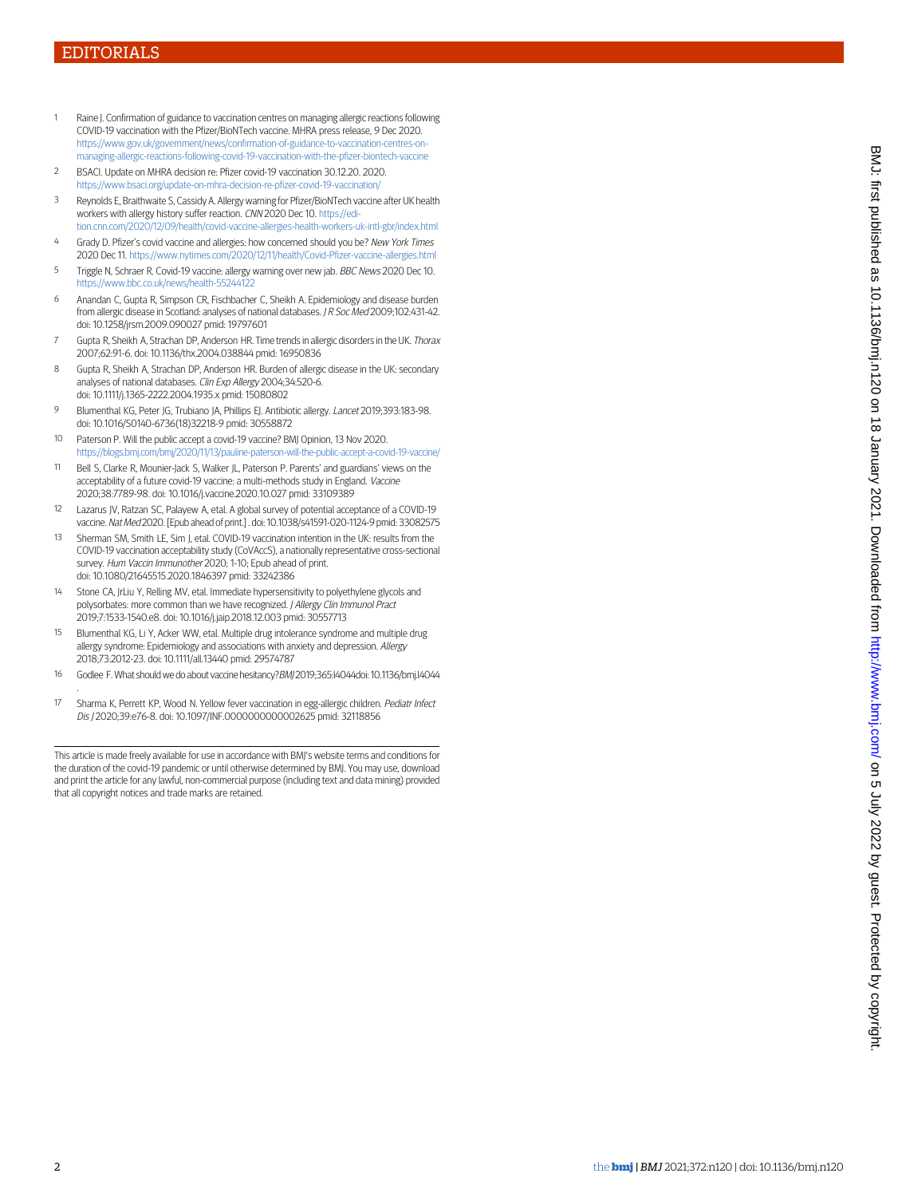1. Raine J. Confirmation of guidance to vaccination centres on managing allergic reactions following COVID-19 vaccination with the Pfizer/BioNTech vaccine. MHRA press release, 9 Dec 2020. https://www.gov.uk/government/news/confirmation-of-guidance-to-vaccination-centres-on-managing-allergic-reactions-following-covid-19-vaccination-with-the-pfizer-biontech-vaccine
2. BSACI. Update on MHRA decision re: Pfizer covid-19 vaccination 30.12.20. 2020. https://www.bsaci.org/update-on-mhra-decision-re-pfizer-covid-19-vaccination/
3. Reynolds E, Braithwaite S, Cassidy A. Allergy warning for Pfizer/BioNTech vaccine after UK health workers with allergy history suffer reaction. *CNN* 2020 Dec 10. https://edition.cnn.com/2020/12/09/health/covid-vaccine-allergies-health-workers-uk-intl-gbr/index.html
4. Grady D. Pfizer's covid vaccine and allergies: how concerned should you be? *New York Times* 2020 Dec 11. https://www.nytimes.com/2020/12/11/health/Covid-Pfizer-vaccine-allergies.html
5. Triggle N, Schraer R. Covid-19 vaccine: allergy warning over new jab. *BBC News* 2020 Dec 10. https://www.bbc.co.uk/news/health-55244122
6. Anandan C, Gupta R, Simpson CR, Fischbacher C, Sheikh A. Epidemiology and disease burden from allergic disease in Scotland: analyses of national databases. *J R Soc Med* 2009;102:431-42. doi: 10.1258/jrsm.2009.090027 pmid: 19797601
7. Gupta R, Sheikh A, Strachan DP, Anderson HR. Time trends in allergic disorders in the UK. *Thorax* 2007;62:91-6. doi: 10.1136/thx.2004.038844 pmid: 16950836
8. Gupta R, Sheikh A, Strachan DP, Anderson HR. Burden of allergic disease in the UK: secondary analyses of national databases. *Clin Exp Allergy* 2004;34:520-6. doi: 10.1111/j.1365-2222.2004.1935.x pmid: 15080802
9. Blumenthal KG, Peter JG, Trubiano JA, Phillips EJ. Antibiotic allergy. *Lancet* 2019;393:183-98. doi: 10.1016/S0140-6736(18)32218-9 pmid: 30558872
10. Paterson P. Will the public accept a covid-19 vaccine? BMJ Opinion, 13 Nov 2020. https://blogs.bmj.com/bmj/2020/11/13/pauline-paterson-will-the-public-accept-a-covid-19-vaccine/
11. Bell S, Clarke R, Mounier-Jack S, Walker JL, Paterson P. Parents' and guardians' views on the acceptability of a future covid-19 vaccine: a multi-methods study in England. *Vaccine* 2020;38:7789-98. doi: 10.1016/j.vaccine.2020.10.027 pmid: 33109389
12. Lazarus JV, Ratzan SC, Palayew A, etal. A global survey of potential acceptance of a COVID-19 vaccine. *Nat Med* 2020. [Epub ahead of print.] . doi: 10.1038/s41591-020-1124-9 pmid: 33082575
13. Sherman SM, Smith LE, Sim J, etal. COVID-19 vaccination intention in the UK: results from the COVID-19 vaccination acceptability study (CoVAccS), a nationally representative cross-sectional survey. *Hum Vaccin Immunother* 2020; 1-10; Epub ahead of print. doi: 10.1080/21645515.2020.1846397 pmid: 33242386
14. Stone CA, JrLiu Y, Relling MV, etal. Immediate hypersensitivity to polyethylene glycols and polysorbates: more common than we have recognized. *J Allergy Clin Immunol Pract* 2019;7:1533-1540.e8. doi: 10.1016/j.jaip.2018.12.003 pmid: 30557713
15. Blumenthal KG, Li Y, Acker WW, etal. Multiple drug intolerance syndrome and multiple drug allergy syndrome: Epidemiology and associations with anxiety and depression. *Allergy* 2018;73:2012-23. doi: 10.1111/all.13440 pmid: 29574787
16. Godlee F. What should we do about vaccine hesitancy? *BMJ* 2019;365:l4044doi: 10.1136/bmj.l4044 .
17. Sharma K, Perrett KP, Wood N. Yellow fever vaccination in egg-allergic children. *Pediatr Infect Dis J* 2020;39:e76-8. doi: 10.1097/INF.0000000000002625 pmid: 32118856

---

This article is made freely available for use in accordance with BMJ's website terms and conditions for the duration of the covid-19 pandemic or until otherwise determined by BMJ. You may use, download and print the article for any lawful, non-commercial purpose (including text and data mining) provided that all copyright notices and trade marks are retained.